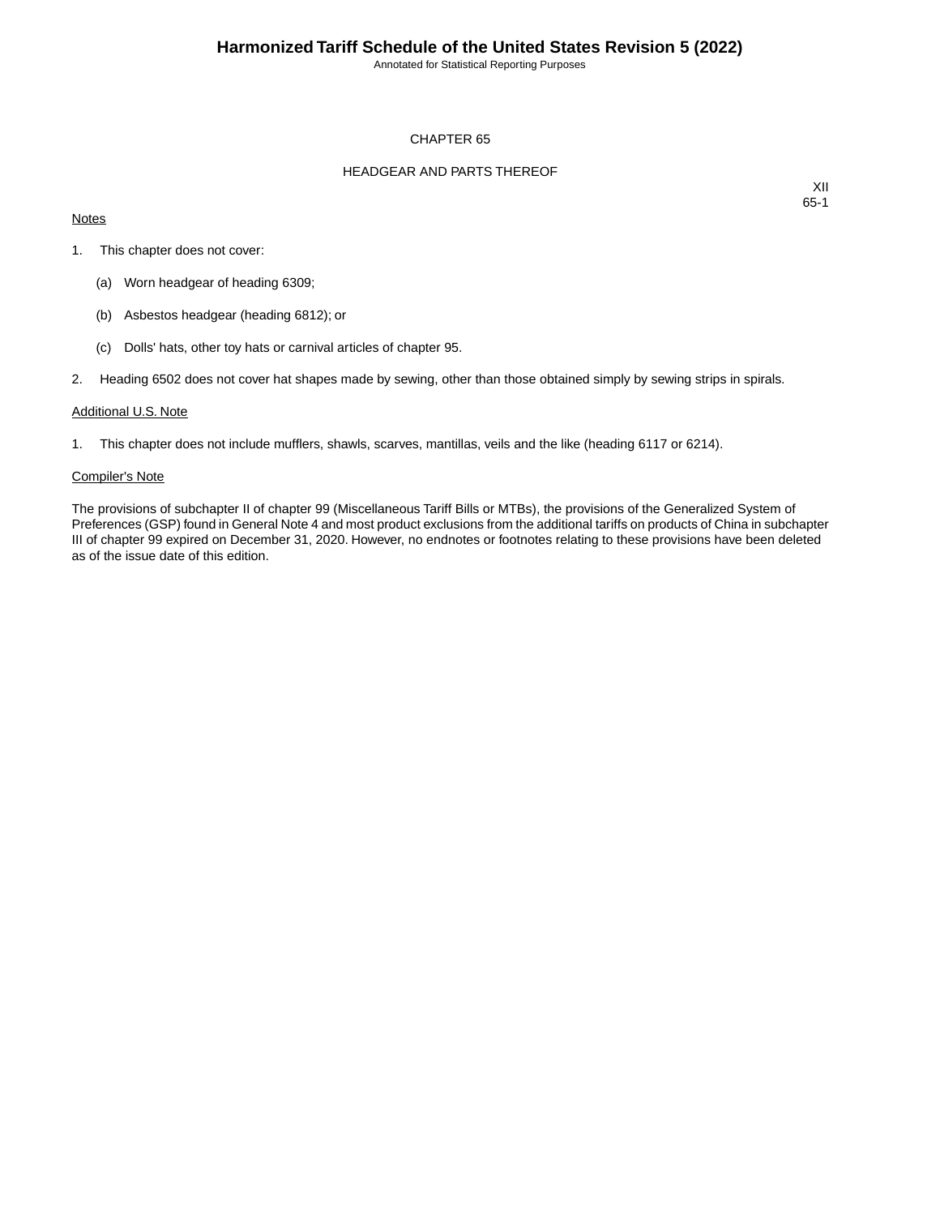# CHAPTER 65

## HEADGEAR AND PARTS THEREOF

XII
65-1

Notes

1. This chapter does not cover:

   (a) Worn headgear of heading 6309;

   (b) Asbestos headgear (heading 6812); or

   (c) Dolls' hats, other toy hats or carnival articles of chapter 95.

2. Heading 6502 does not cover hat shapes made by sewing, other than those obtained simply by sewing strips in spirals.

Additional U.S. Note

1. This chapter does not include mufflers, shawls, scarves, mantillas, veils and the like (heading 6117 or 6214).

Compiler's Note

The provisions of subchapter II of chapter 99 (Miscellaneous Tariff Bills or MTBs), the provisions of the Generalized System of Preferences (GSP) found in General Note 4 and most product exclusions from the additional tariffs on products of China in subchapter III of chapter 99 expired on December 31, 2020. However, no endnotes or footnotes relating to these provisions have been deleted as of the issue date of this edition.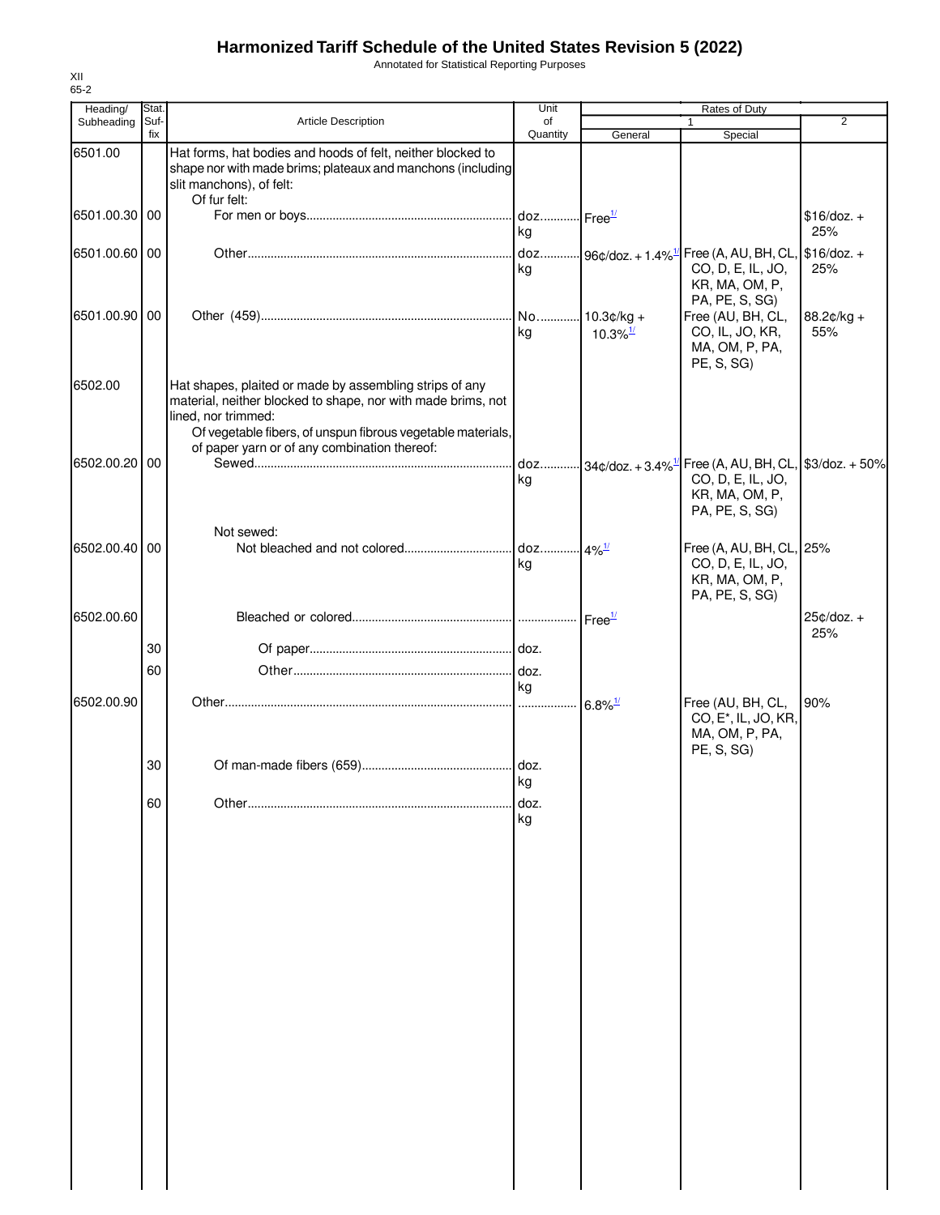# Harmonized Tariff Schedule of the United States Revision 5 (2022)

Annotated for Statistical Reporting Purposes

XII
65-2

| Heading/ Subheading | Stat. Suf- fix | Article Description | Unit of Quantity | Rates of Duty 1 General | Special | 2 |
|---|---|---|---|---|---|---|
| 6501.00 | | Hat forms, hat bodies and hoods of felt, neither blocked to shape nor with made brims; plateaux and manchons (including slit manchons), of felt: | | | | |
| | | Of fur felt: | | | | |
| 6501.00.30 | 00 | For men or boys | doz. kg | Free[1/] | | $16/doz. + 25% |
| 6501.00.60 | 00 | Other | doz. kg | 96¢/doz. + 1.4%[1/] | Free (A, AU, BH, CL, CO, D, E, IL, JO, KR, MA, OM, P, PA, PE, S, SG) | $16/doz. + 25% |
| 6501.00.90 | 00 | Other (459) | No. kg | 10.3¢/kg + 10.3%[1/] | Free (AU, BH, CL, CO, IL, JO, KR, MA, OM, P, PA, PE, S, SG) | 88.2¢/kg + 55% |
| 6502.00 | | Hat shapes, plaited or made by assembling strips of any material, neither blocked to shape, nor with made brims, not lined, nor trimmed: | | | | |
| | | Of vegetable fibers, of unspun fibrous vegetable materials, of paper yarn or of any combination thereof: | | | | |
| 6502.00.20 | 00 | Sewed | doz. kg | 34¢/doz. + 3.4%[1/] | Free (A, AU, BH, CL, CO, D, E, IL, JO, KR, MA, OM, P, PA, PE, S, SG) | $3/doz. + 50% |
| | | Not sewed: | | | | |
| 6502.00.40 | 00 | Not bleached and not colored | doz. kg | 4%[1/] | Free (A, AU, BH, CL, CO, D, E, IL, JO, KR, MA, OM, P, PA, PE, S, SG) | 25% |
| 6502.00.60 | | Bleached or colored | | Free[1/] | | 25¢/doz. + 25% |
| | 30 | Of paper | doz. | | | |
| | 60 | Other | doz. kg | | | |
| 6502.00.90 | | Other | | 6.8%[1/] | Free (AU, BH, CL, CO, E*, IL, JO, KR, MA, OM, P, PA, PE, S, SG) | 90% |
| | 30 | Of man-made fibers (659) | doz. kg | | | |
| | 60 | Other | doz. kg | | | |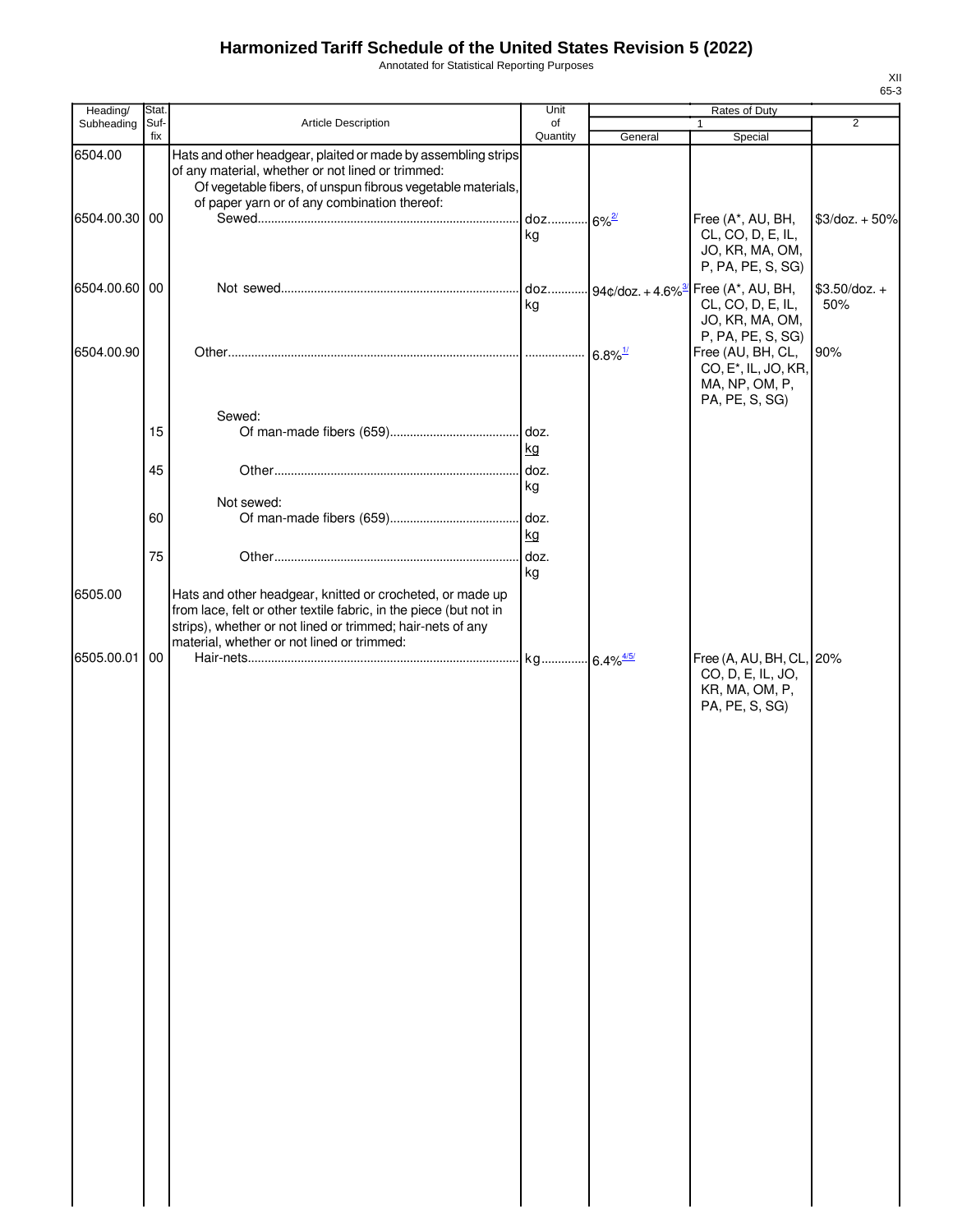# Harmonized Tariff Schedule of the United States Revision 5 (2022)

Annotated for Statistical Reporting Purposes

| Heading/ Subheading | Stat. Suf- fix | Article Description | Unit of Quantity | Rates of Duty 1 General | Special | 2 |
|---|---|---|---|---|---|---|
| 6504.00 | | Hats and other headgear, plaited or made by assembling strips of any material, whether or not lined or trimmed: | | | | |
| | | Of vegetable fibers, of unspun fibrous vegetable materials, of paper yarn or of any combination thereof: | | | | |
| 6504.00.30 | 00 | Sewed | doz. kg | 6%[2/] | Free (A*, AU, BH, CL, CO, D, E, IL, JO, KR, MA, OM, P, PA, PE, S, SG) | $3/doz. + 50% |
| 6504.00.60 | 00 | Not sewed | doz. kg | 94¢/doz. + 4.6%[3/] | Free (A*, AU, BH, CL, CO, D, E, IL, JO, KR, MA, OM, P, PA, PE, S, SG) | $3.50/doz. + 50% |
| 6504.00.90 | | Other | | 6.8%[1/] | Free (AU, BH, CL, CO, E*, IL, JO, KR, MA, NP, OM, P, PA, PE, S, SG) | 90% |
| | | Sewed: | | | | |
| | 15 | Of man-made fibers (659) | doz. kg | | | |
| | 45 | Other | doz. kg | | | |
| | | Not sewed: | | | | |
| | 60 | Of man-made fibers (659) | doz. kg | | | |
| | 75 | Other | doz. kg | | | |
| 6505.00 | | Hats and other headgear, knitted or crocheted, or made up from lace, felt or other textile fabric, in the piece (but not in strips), whether or not lined or trimmed; hair-nets of any material, whether or not lined or trimmed: | | | | |
| 6505.00.01 | 00 | Hair-nets | kg | 6.4%[4/5/] | Free (A, AU, BH, CL, CO, D, E, IL, JO, KR, MA, OM, P, PA, PE, S, SG) | 20% |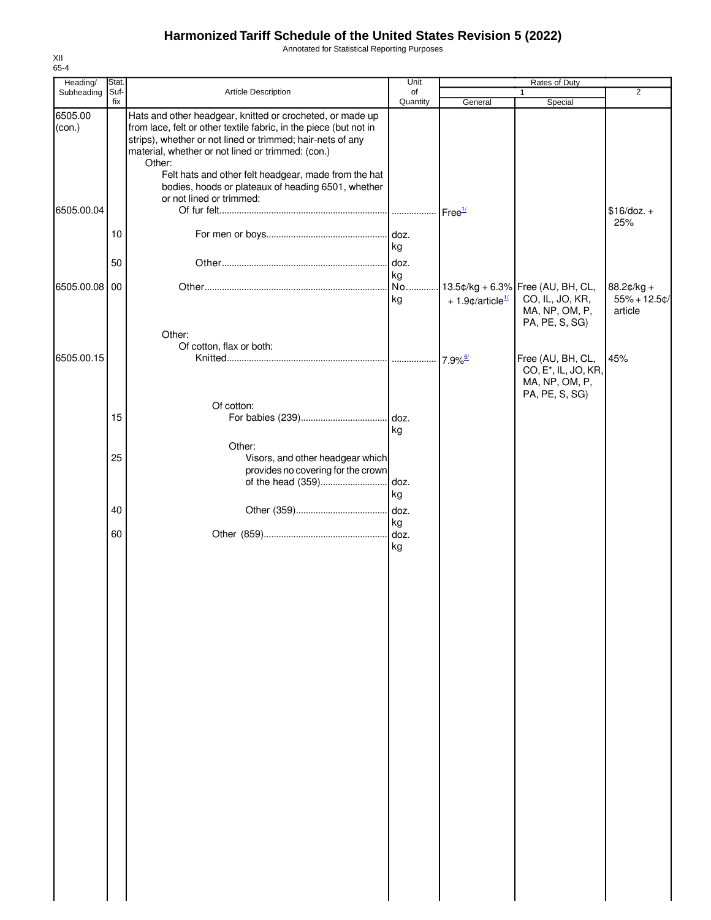# Harmonized Tariff Schedule of the United States Revision 5 (2022)

Annotated for Statistical Reporting Purposes

XII
65-4

| Heading/ Subheading | Stat. Suf- fix | Article Description | Unit of Quantity | Rates of Duty 1 General | Special | 2 |
|---|---|---|---|---|---|---|
| 6505.00 (con.) | | Hats and other headgear, knitted or crocheted, or made up from lace, felt or other textile fabric, in the piece (but not in strips), whether or not lined or trimmed; hair-nets of any material, whether or not lined or trimmed: (con.) | | | | |
| | | Other: | | | | |
| | | Felt hats and other felt headgear, made from the hat bodies, hoods or plateaux of heading 6501, whether or not lined or trimmed: | | | | |
| 6505.00.04 | | Of fur felt | | Free[1/] | | $16/doz. + 25% |
| | 10 | For men or boys | doz. kg | | | |
| | 50 | Other | doz. kg | | | |
| 6505.00.08 | 00 | Other | No. kg | 13.5¢/kg + 6.3% + 1.9¢/article[1/] | Free (AU, BH, CL, CO, IL, JO, KR, MA, NP, OM, P, PA, PE, S, SG) | 88.2¢/kg + 55% + 12.5¢/ article |
| | | Other: | | | | |
| | | Of cotton, flax or both: | | | | |
| 6505.00.15 | | Knitted | | 7.9%[6/] | Free (AU, BH, CL, CO, E*, IL, JO, KR, MA, NP, OM, P, PA, PE, S, SG) | 45% |
| | | Of cotton: | | | | |
| | 15 | For babies (239) | doz. kg | | | |
| | | Other: | | | | |
| | 25 | Visors, and other headgear which provides no covering for the crown of the head (359) | doz. kg | | | |
| | 40 | Other (359) | doz. kg | | | |
| | 60 | Other (859) | doz. kg | | | |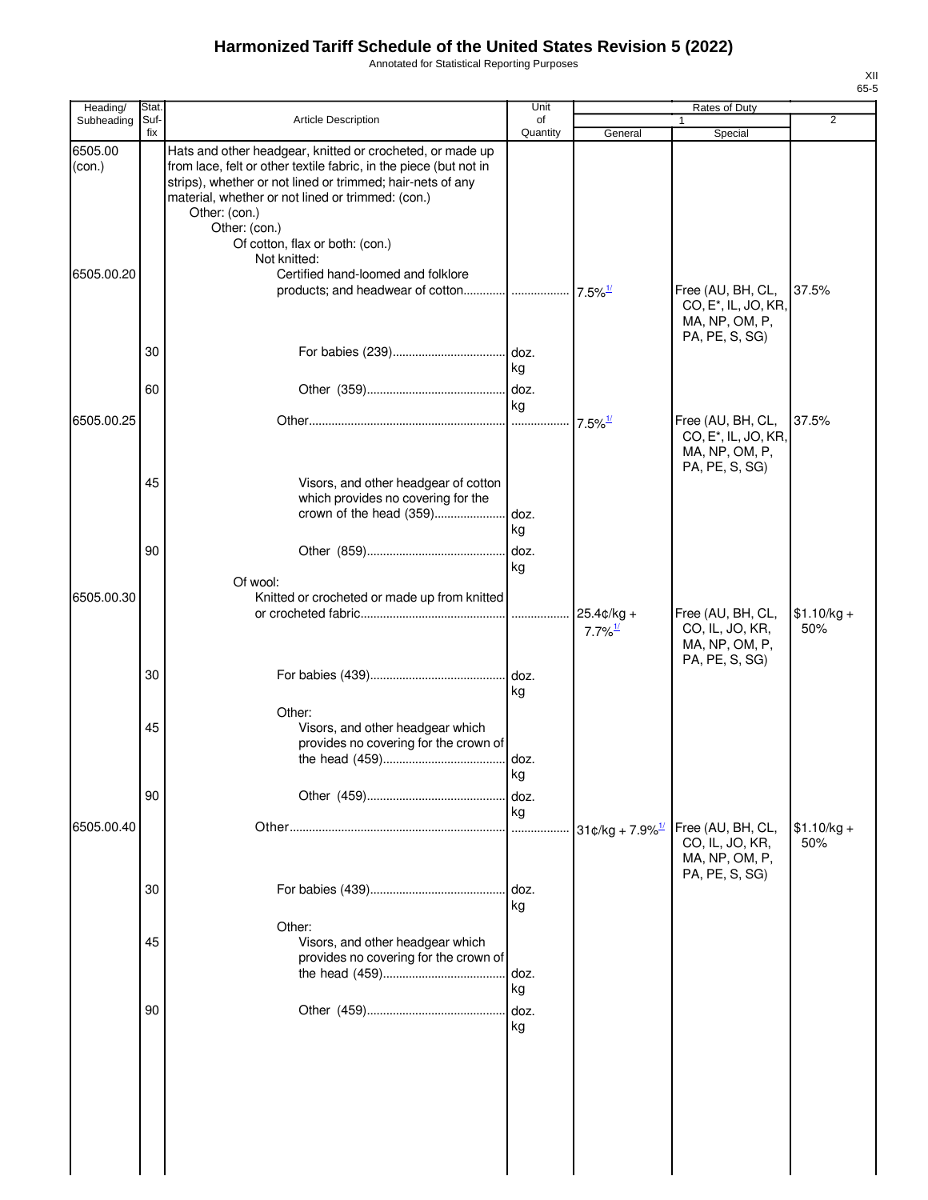# Harmonized Tariff Schedule of the United States Revision 5 (2022)

Annotated for Statistical Reporting Purposes

XII
65-5

| Heading/ Subheading | Stat. Suf- fix | Article Description | Unit of Quantity | Rates of Duty 1 General | Special | 2 |
|---|---|---|---|---|---|---|
| 6505.00 (con.) | | Hats and other headgear, knitted or crocheted, or made up from lace, felt or other textile fabric, in the piece (but not in strips), whether or not lined or trimmed; hair-nets of any material, whether or not lined or trimmed: (con.) | | | | |
| | | Other: (con.) | | | | |
| | | Other: (con.) | | | | |
| | | Of cotton, flax or both: (con.) | | | | |
| | | Not knitted: | | | | |
| 6505.00.20 | | Certified hand-loomed and folklore products; and headwear of cotton | | 7.5%1/ | Free (AU, BH, CL, CO, E*, IL, JO, KR, MA, NP, OM, P, PA, PE, S, SG) | 37.5% |
| | 30 | For babies (239) | doz. kg | | | |
| | 60 | Other (359) | doz. kg | | | |
| 6505.00.25 | | Other | | 7.5%1/ | Free (AU, BH, CL, CO, E*, IL, JO, KR, MA, NP, OM, P, PA, PE, S, SG) | 37.5% |
| | 45 | Visors, and other headgear of cotton which provides no covering for the crown of the head (359) | doz. kg | | | |
| | 90 | Other (859) | doz. kg | | | |
| | | Of wool: | | | | |
| 6505.00.30 | | Knitted or crocheted or made up from knitted or crocheted fabric | | 25.4¢/kg + 7.7%1/ | Free (AU, BH, CL, CO, IL, JO, KR, MA, NP, OM, P, PA, PE, S, SG) | $1.10/kg + 50% |
| | 30 | For babies (439) | doz. kg | | | |
| | | Other: | | | | |
| | 45 | Visors, and other headgear which provides no covering for the crown of the head (459) | doz. kg | | | |
| | 90 | Other (459) | doz. kg | | | |
| 6505.00.40 | | Other | | 31¢/kg + 7.9%1/ | Free (AU, BH, CL, CO, IL, JO, KR, MA, NP, OM, P, PA, PE, S, SG) | $1.10/kg + 50% |
| | 30 | For babies (439) | doz. kg | | | |
| | | Other: | | | | |
| | 45 | Visors, and other headgear which provides no covering for the crown of the head (459) | doz. kg | | | |
| | 90 | Other (459) | doz. kg | | | |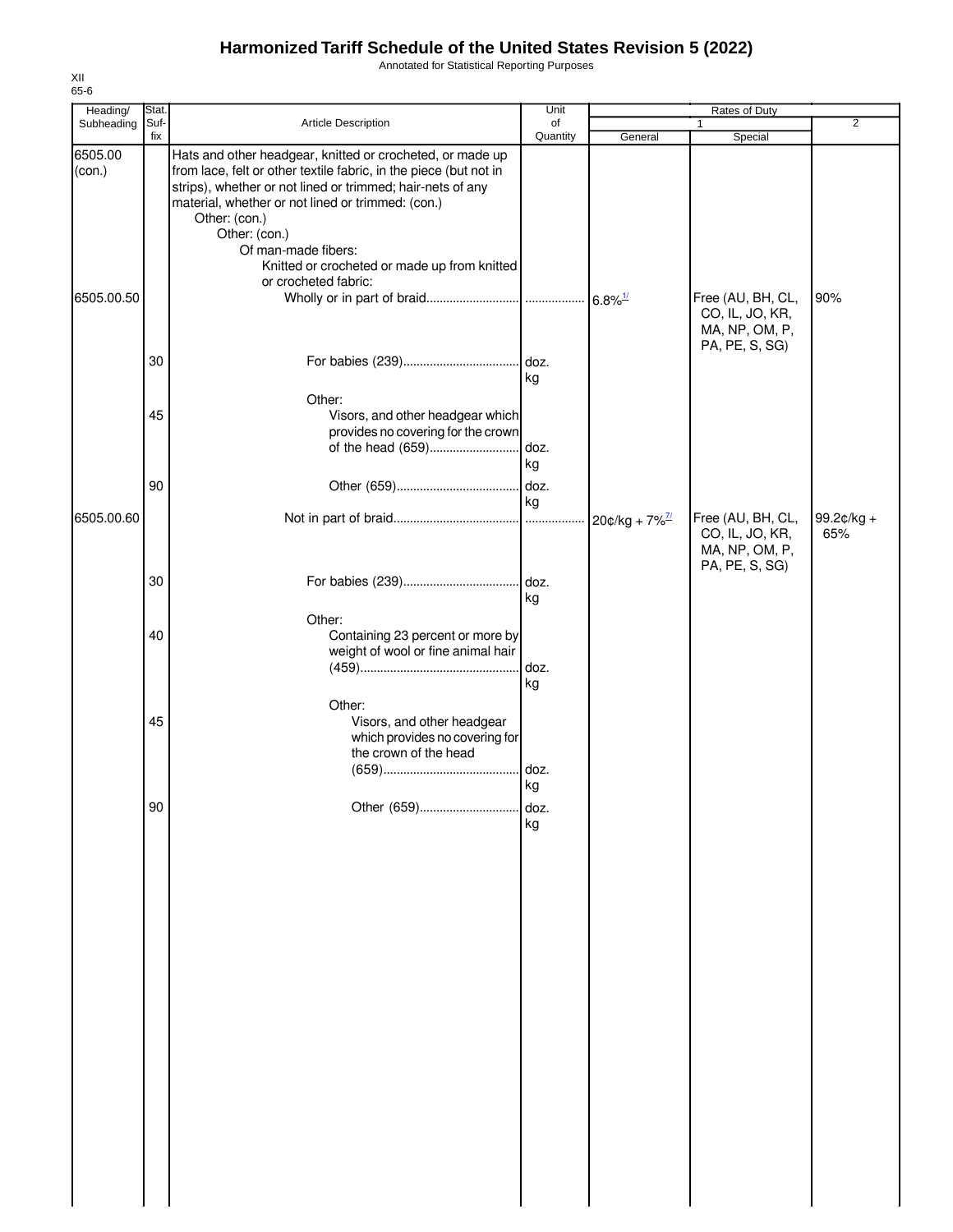# Harmonized Tariff Schedule of the United States Revision 5 (2022)

Annotated for Statistical Reporting Purposes

XII
65-6

| Heading/ Subheading | Stat. Suf-fix | Article Description | Unit of Quantity | Rates of Duty 1 General | Special | 2 |
|---|---|---|---|---|---|---|
| 6505.00 (con.) | | Hats and other headgear, knitted or crocheted, or made up from lace, felt or other textile fabric, in the piece (but not in strips), whether or not lined or trimmed; hair-nets of any material, whether or not lined or trimmed: (con.) | | | | |
| | | Other: (con.) | | | | |
| | | Other: (con.) | | | | |
| | | Of man-made fibers: | | | | |
| | | Knitted or crocheted or made up from knitted or crocheted fabric: | | | | |
| 6505.00.50 | | Wholly or in part of braid | | 6.8%[1/] | Free (AU, BH, CL, CO, IL, JO, KR, MA, NP, OM, P, PA, PE, S, SG) | 90% |
| | 30 | For babies (239) | doz. kg | | | |
| | | Other: | | | | |
| | 45 | Visors, and other headgear which provides no covering for the crown of the head (659) | doz. kg | | | |
| | 90 | Other (659) | doz. kg | | | |
| 6505.00.60 | | Not in part of braid | | 20¢/kg + 7%[7/] | Free (AU, BH, CL, CO, IL, JO, KR, MA, NP, OM, P, PA, PE, S, SG) | 99.2¢/kg + 65% |
| | 30 | For babies (239) | doz. kg | | | |
| | | Other: | | | | |
| | 40 | Containing 23 percent or more by weight of wool or fine animal hair (459) | doz. kg | | | |
| | | Other: | | | | |
| | 45 | Visors, and other headgear which provides no covering for the crown of the head (659) | doz. kg | | | |
| | 90 | Other (659) | doz. kg | | | |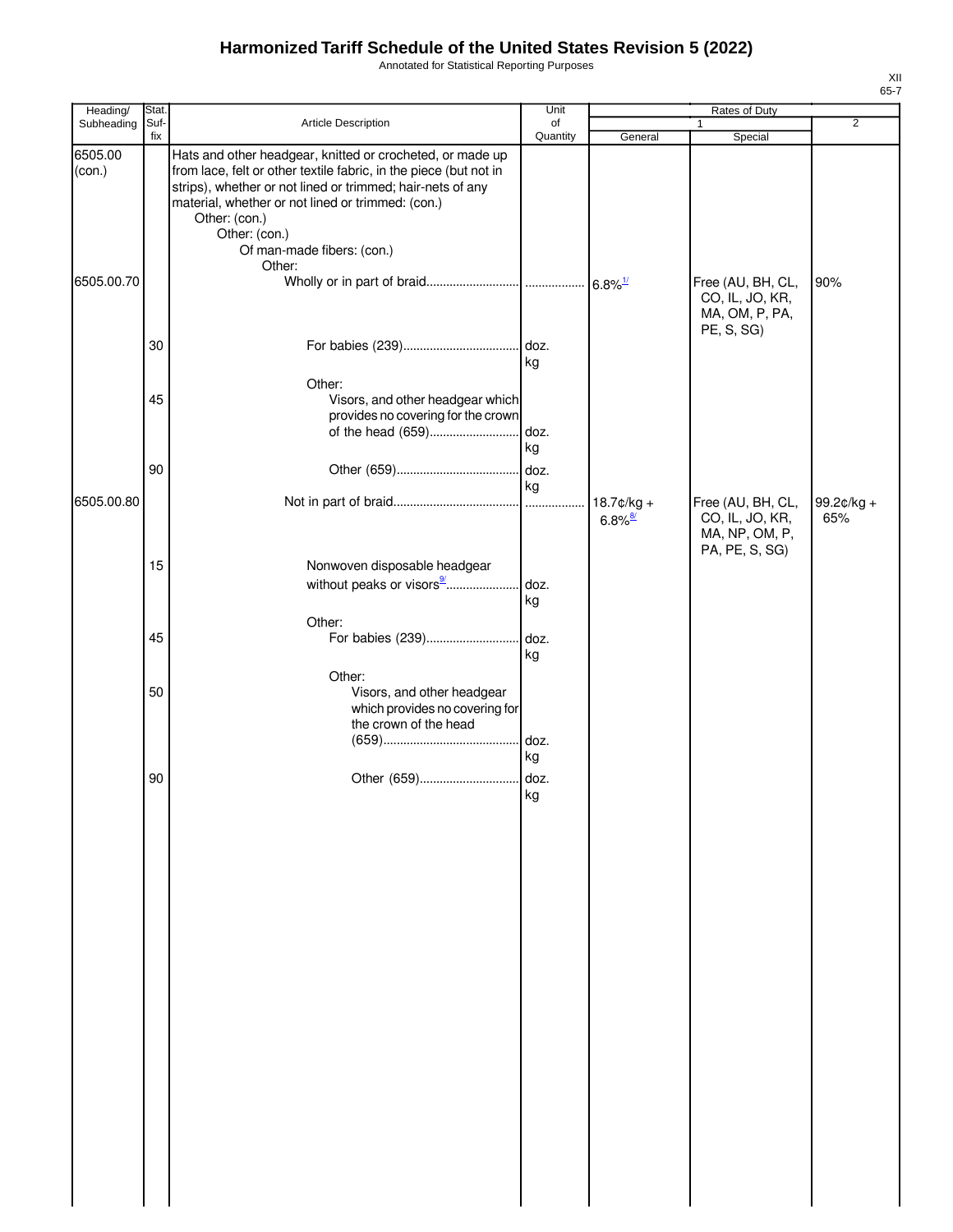# Harmonized Tariff Schedule of the United States Revision 5 (2022)

Annotated for Statistical Reporting Purposes

| Heading/ Subheading | Stat. Suf- fix | Article Description | Unit of Quantity | Rates of Duty | | |
|---|---|---|---|---|---|---|
| | | | | 1 | | 2 |
| | | | | General | Special | |
| 6505.00 (con.) | | Hats and other headgear, knitted or crocheted, or made up from lace, felt or other textile fabric, in the piece (but not in strips), whether or not lined or trimmed; hair-nets of any material, whether or not lined or trimmed: (con.) | | | | |
| | | Other: (con.) | | | | |
| | | Other: (con.) | | | | |
| | | Of man-made fibers: (con.) | | | | |
| | | Other: | | | | |
| 6505.00.70 | | Wholly or in part of braid | | 6.8%[1/] | Free (AU, BH, CL, CO, IL, JO, KR, MA, OM, P, PA, PE, S, SG) | 90% |
| | 30 | For babies (239) | doz. kg | | | |
| | | Other: | | | | |
| | 45 | Visors, and other headgear which provides no covering for the crown of the head (659) | doz. kg | | | |
| | 90 | Other (659) | doz. kg | | | |
| 6505.00.80 | | Not in part of braid | | 18.7¢/kg + 6.8%[8/] | Free (AU, BH, CL, CO, IL, JO, KR, MA, NP, OM, P, PA, PE, S, SG) | 99.2¢/kg + 65% |
| | 15 | Nonwoven disposable headgear without peaks or visors[9/] | doz. kg | | | |
| | | Other: | | | | |
| | 45 | For babies (239) | doz. kg | | | |
| | | Other: | | | | |
| | 50 | Visors, and other headgear which provides no covering for the crown of the head (659) | doz. kg | | | |
| | 90 | Other (659) | doz. kg | | | |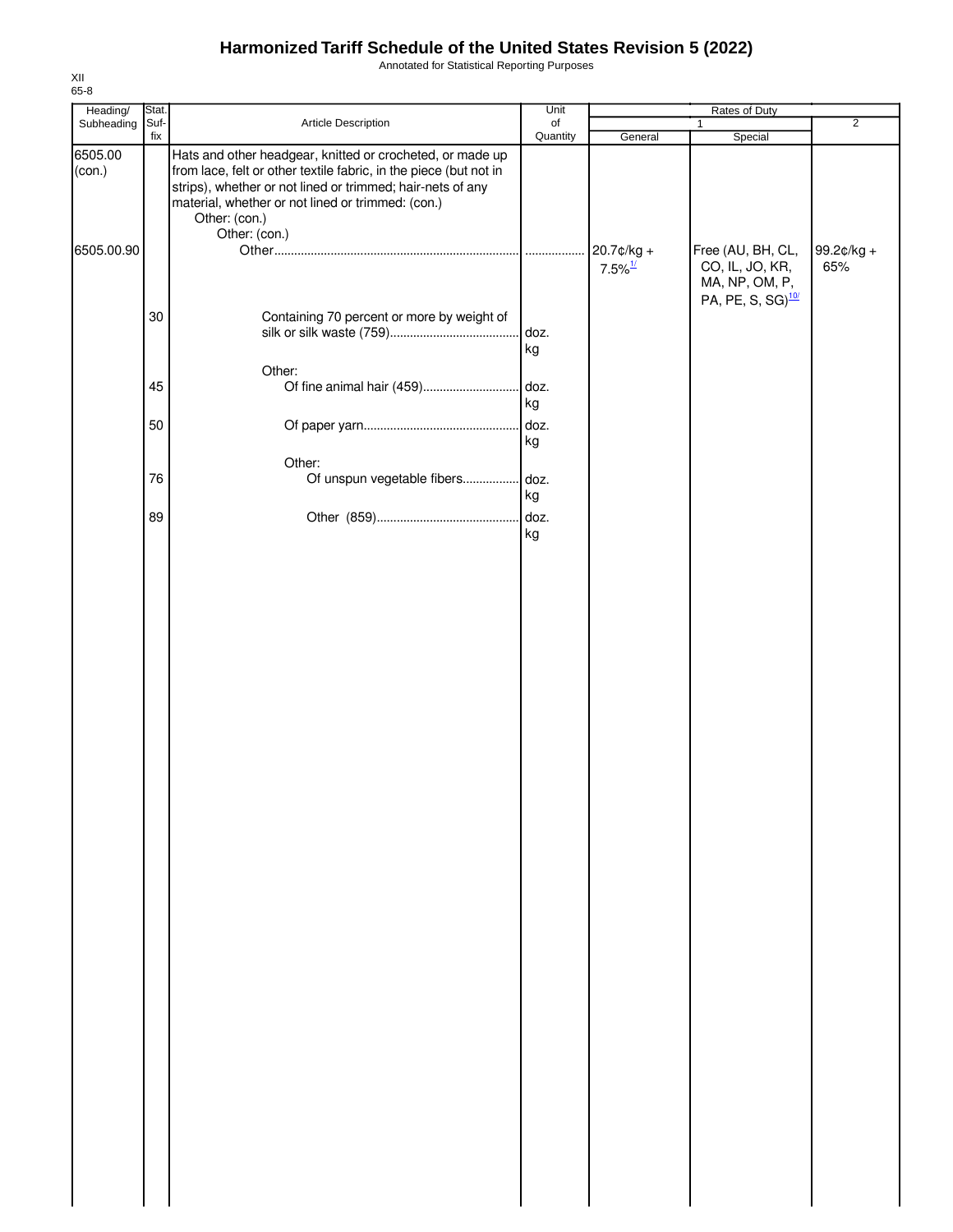# Harmonized Tariff Schedule of the United States Revision 5 (2022)

Annotated for Statistical Reporting Purposes

XII
65-8

| Heading/ Subheading | Stat. Suf- fix | Article Description | Unit of Quantity | Rates of Duty 1 General | Rates of Duty 1 Special | Rates of Duty 2 |
|---|---|---|---|---|---|---|
| 6505.00 (con.) | | Hats and other headgear, knitted or crocheted, or made up from lace, felt or other textile fabric, in the piece (but not in strips), whether or not lined or trimmed; hair-nets of any material, whether or not lined or trimmed: (con.) | | | | |
| | | Other: (con.) | | | | |
| | | Other: (con.) | | | | |
| 6505.00.90 | | Other | | 20.7¢/kg + 7.5%[1/] | Free (AU, BH, CL, CO, IL, JO, KR, MA, NP, OM, P, PA, PE, S, SG)[10/] | 99.2¢/kg + 65% |
| | 30 | Containing 70 percent or more by weight of silk or silk waste (759) | doz. kg | | | |
| | | Other: | | | | |
| | 45 | Of fine animal hair (459) | doz. kg | | | |
| | 50 | Of paper yarn | doz. kg | | | |
| | | Other: | | | | |
| | 76 | Of unspun vegetable fibers | doz. kg | | | |
| | 89 | Other (859) | doz. kg | | | |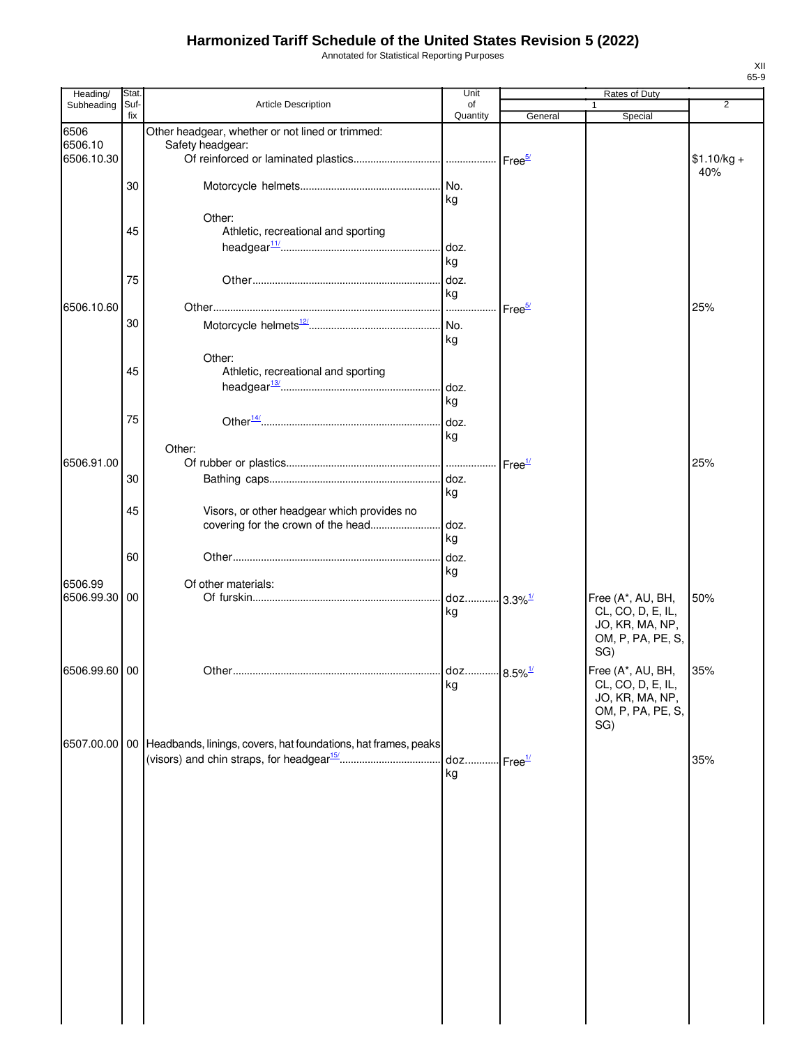# Harmonized Tariff Schedule of the United States Revision 5 (2022)

Annotated for Statistical Reporting Purposes

| Heading/ Subheading | Stat. Suf-fix | Article Description | Unit of Quantity | Rates of Duty 1 General | Special | 2 |
|---|---|---|---|---|---|---|
| 6506 | | Other headgear, whether or not lined or trimmed: | | | | |
| 6506.10 | | Safety headgear: | | | | |
| 6506.10.30 | | Of reinforced or laminated plastics | | Free[5/] | | $1.10/kg + 40% |
| | 30 | Motorcycle helmets | No. kg | | | |
| | | Other: | | | | |
| | 45 | Athletic, recreational and sporting headgear[11/] | doz. kg | | | |
| | 75 | Other | doz. kg | | | |
| 6506.10.60 | | Other | | Free[5/] | | 25% |
| | 30 | Motorcycle helmets[12/] | No. kg | | | |
| | | Other: | | | | |
| | 45 | Athletic, recreational and sporting headgear[13/] | doz. kg | | | |
| | 75 | Other[14/] | doz. kg | | | |
| | | Other: | | | | |
| 6506.91.00 | | Of rubber or plastics | | Free[1/] | | 25% |
| | 30 | Bathing caps | doz. kg | | | |
| | 45 | Visors, or other headgear which provides no covering for the crown of the head | doz. kg | | | |
| | 60 | Other | doz. kg | | | |
| 6506.99 | | Of other materials: | | | | |
| 6506.99.30 | 00 | Of furskin | doz. kg | 3.3%[1/] | Free (A*, AU, BH, CL, CO, D, E, IL, JO, KR, MA, NP, OM, P, PA, PE, S, SG) | 50% |
| 6506.99.60 | 00 | Other | doz. kg | 8.5%[1/] | Free (A*, AU, BH, CL, CO, D, E, IL, JO, KR, MA, NP, OM, P, PA, PE, S, SG) | 35% |
| 6507.00.00 | 00 | Headbands, linings, covers, hat foundations, hat frames, peaks (visors) and chin straps, for headgear[15/] | doz. kg | Free[1/] | | 35% |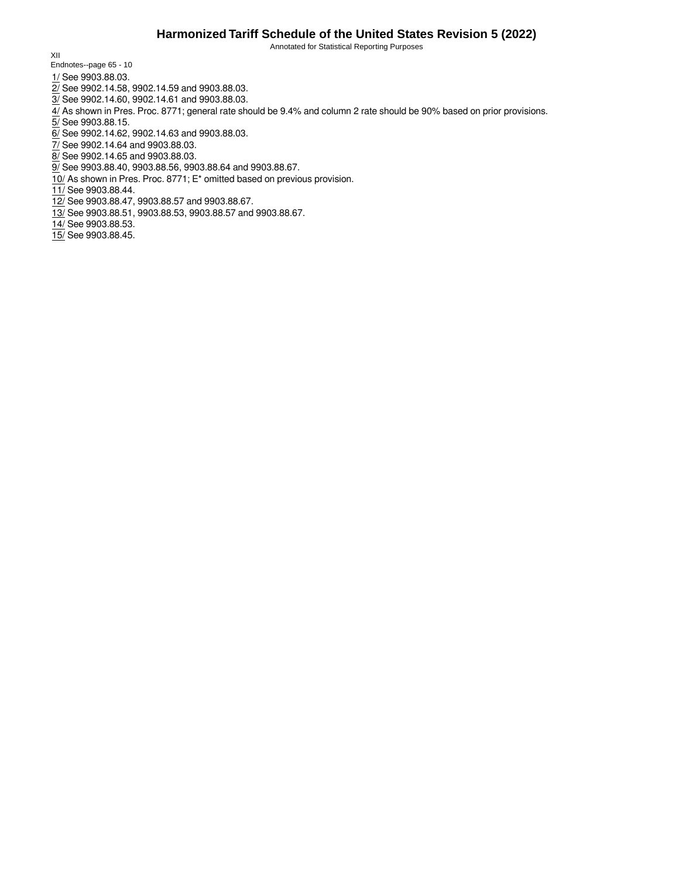XII

Endnotes--page 65 - 10

1/ See 9903.88.03.

2/ See 9902.14.58, 9902.14.59 and 9903.88.03.

3/ See 9902.14.60, 9902.14.61 and 9903.88.03.

4/ As shown in Pres. Proc. 8771; general rate should be 9.4% and column 2 rate should be 90% based on prior provisions.

5/ See 9903.88.15.

6/ See 9902.14.62, 9902.14.63 and 9903.88.03.

7/ See 9902.14.64 and 9903.88.03.

8/ See 9902.14.65 and 9903.88.03.

9/ See 9903.88.40, 9903.88.56, 9903.88.64 and 9903.88.67.

10/ As shown in Pres. Proc. 8771; E* omitted based on previous provision.

11/ See 9903.88.44.

12/ See 9903.88.47, 9903.88.57 and 9903.88.67.

13/ See 9903.88.51, 9903.88.53, 9903.88.57 and 9903.88.67.

14/ See 9903.88.53.

15/ See 9903.88.45.